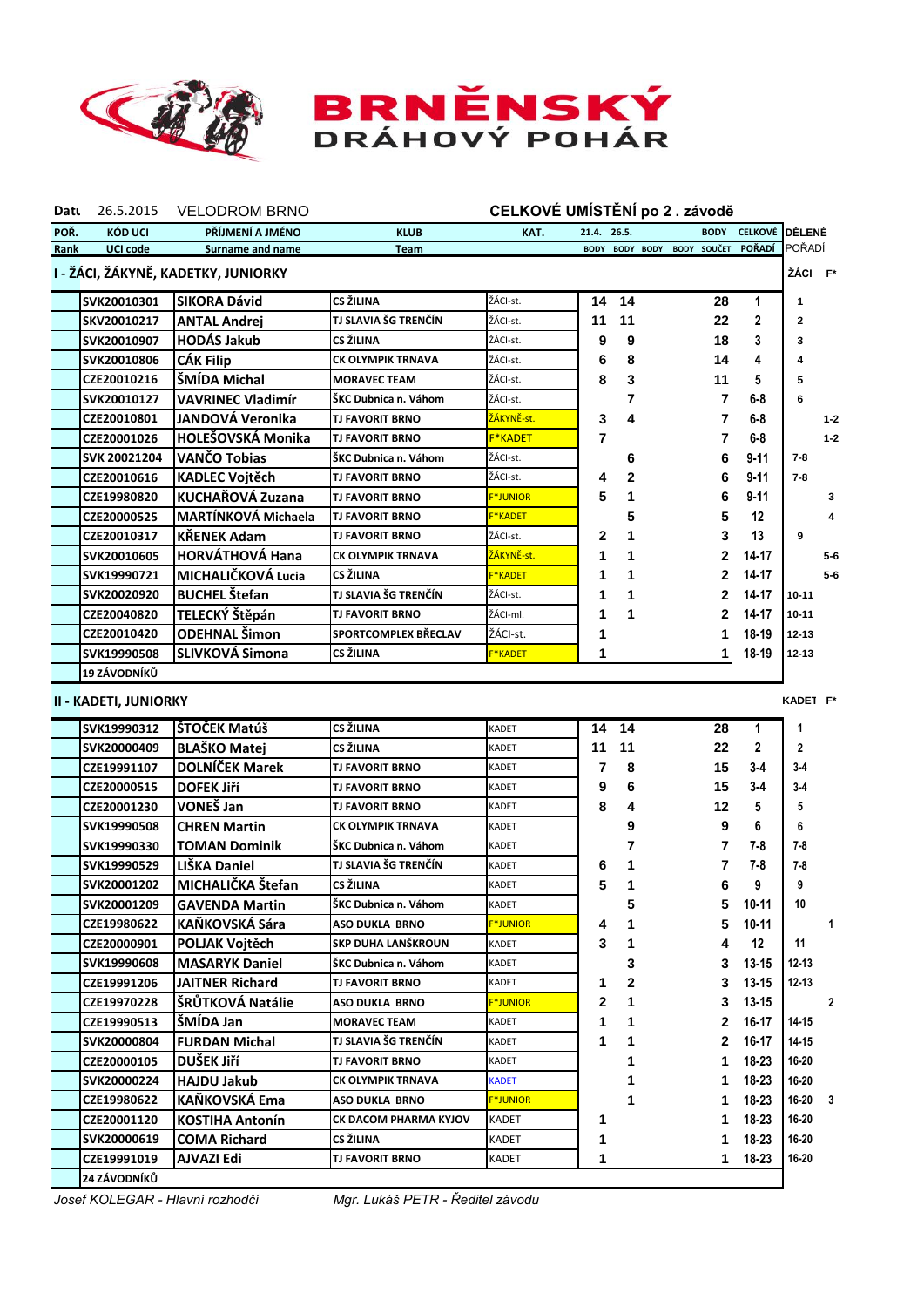# BRNĚNSKÝ DRÁHOVÝ POHÁR

Datum 26.5.2015 VELODROM BRNO

**CELKOVÉ UMÍSTĚNÍ po 2 . závodě**

| POŘ. Rank | KÓD UCI UCI code | PŘÍJMENÍ A JMÉNO Surname and name | KLUB Team | KAT. | 21.4. BODY | 26.5. BODY | BODY | BODY | BODY SOUČET | CELKOVÉ POŘADÍ | DĚLENÉ POŘADÍ ŽÁCI | F* |
|---|---|---|---|---|---|---|---|---|---|---|---|---|
| **I - ŽÁCI, ŽÁKYNĚ, KADETKY, JUNIORKY** | | | | | | | | | | | | |
| | SVK20010301 | SIKORA Dávid | CS ŽILINA | ŽÁCI-st. | 14 | 14 | | | 28 | 1 | 1 | |
| | SKV20010217 | ANTAL Andrej | TJ SLAVIA ŠG TRENČÍN | ŽÁCI-st. | 11 | 11 | | | 22 | 2 | 2 | |
| | SVK20010907 | HODÁS Jakub | CS ŽILINA | ŽÁCI-st. | 9 | 9 | | | 18 | 3 | 3 | |
| | SVK20010806 | CÁK Filip | CK OLYMPIK TRNAVA | ŽÁCI-st. | 6 | 8 | | | 14 | 4 | 4 | |
| | CZE20010216 | ŠMÍDA Michal | MORAVEC TEAM | ŽÁCI-st. | 8 | 3 | | | 11 | 5 | 5 | |
| | SVK20010127 | VAVRINEC Vladimír | ŠKC Dubnica n. Váhom | ŽÁCI-st. | | 7 | | | 7 | 6-8 | 6 | |
| | CZE20010801 | JANDOVÁ Veronika | TJ FAVORIT BRNO | ŽÁKYNĚ-st. | 3 | 4 | | | 7 | 6-8 | | 1-2 |
| | CZE20001026 | HOLEŠOVSKÁ Monika | TJ FAVORIT BRNO | F*KADET | 7 | | | | 7 | 6-8 | | 1-2 |
| | SVK 20021204 | VANČO Tobias | ŠKC Dubnica n. Váhom | ŽÁCI-st. | | 6 | | | 6 | 9-11 | 7-8 | |
| | CZE20010616 | KADLEC Vojtěch | TJ FAVORIT BRNO | ŽÁCI-st. | 4 | 2 | | | 6 | 9-11 | 7-8 | |
| | CZE19980820 | KUCHAŘOVÁ Zuzana | TJ FAVORIT BRNO | F*JUNIOR | 5 | 1 | | | 6 | 9-11 | | 3 |
| | CZE20000525 | MARTÍNKOVÁ Michaela | TJ FAVORIT BRNO | F*KADET | | 5 | | | 5 | 12 | | 4 |
| | CZE20010317 | KŘENEK Adam | TJ FAVORIT BRNO | ŽÁCI-st. | 2 | 1 | | | 3 | 13 | 9 | |
| | SVK20010605 | HORVÁTHOVÁ Hana | CK OLYMPIK TRNAVA | ŽÁKYNĚ-st. | 1 | 1 | | | 2 | 14-17 | | 5-6 |
| | SVK19990721 | MICHALIČKOVÁ Lucia | CS ŽILINA | F*KADET | 1 | 1 | | | 2 | 14-17 | | 5-6 |
| | SVK20020920 | BUCHEL Štefan | TJ SLAVIA ŠG TRENČÍN | ŽÁCI-st. | 1 | 1 | | | 2 | 14-17 | 10-11 | |
| | CZE20040820 | TELECKÝ Štěpán | TJ FAVORIT BRNO | ŽÁCI-ml. | 1 | 1 | | | 2 | 14-17 | 10-11 | |
| | CZE20010420 | ODEHNAL Šimon | SPORTCOMPLEX BŘECLAV | ŽÁCI-st. | 1 | | | | 1 | 18-19 | 12-13 | |
| | SVK19990508 | SLIVKOVÁ Simona | CS ŽILINA | F*KADET | 1 | | | | 1 | 18-19 | 12-13 | |
| | 19 ZÁVODNÍKŮ | | | | | | | | | | | |
| **II - KADETI, JUNIORKY** | | | | | | | | | | | KADET | F* |
| | SVK19990312 | ŠTOČEK Matúš | CS ŽILINA | KADET | 14 | 14 | | | 28 | 1 | 1 | |
| | SVK20000409 | BLAŠKO Matej | CS ŽILINA | KADET | 11 | 11 | | | 22 | 2 | 2 | |
| | CZE19991107 | DOLNÍČEK Marek | TJ FAVORIT BRNO | KADET | 7 | 8 | | | 15 | 3-4 | 3-4 | |
| | CZE20000515 | DOFEK Jiří | TJ FAVORIT BRNO | KADET | 9 | 6 | | | 15 | 3-4 | 3-4 | |
| | CZE20001230 | VONĚŠ Jan | TJ FAVORIT BRNO | KADET | 8 | 4 | | | 12 | 5 | 5 | |
| | SVK19990508 | CHREN Martin | CK OLYMPIK TRNAVA | KADET | | 9 | | | 9 | 6 | 6 | |
| | SVK19990330 | TOMAN Dominik | ŠKC Dubnica n. Váhom | KADET | | 7 | | | 7 | 7-8 | 7-8 | |
| | SVK19990529 | LIŠKA Daniel | TJ SLAVIA ŠG TRENČÍN | KADET | 6 | 1 | | | 7 | 7-8 | 7-8 | |
| | SVK20001202 | MICHALIČKA Štefan | CS ŽILINA | KADET | 5 | 1 | | | 6 | 9 | 9 | |
| | SVK20001209 | GAVENDA Martin | ŠKC Dubnica n. Váhom | KADET | | 5 | | | 5 | 10-11 | 10 | |
| | CZE19980622 | KAŇKOVSKÁ Sára | ASO DUKLA BRNO | F*JUNIOR | 4 | 1 | | | 5 | 10-11 | | 1 |
| | CZE20000901 | POLJAK Vojtěch | SKP DUHA LANŠKROUN | KADET | 3 | 1 | | | 4 | 12 | 11 | |
| | SVK19990608 | MASARYK Daniel | ŠKC Dubnica n. Váhom | KADET | | 3 | | | 3 | 13-15 | 12-13 | |
| | CZE19991206 | JAITNER Richard | TJ FAVORIT BRNO | KADET | 1 | 2 | | | 3 | 13-15 | 12-13 | |
| | CZE19970228 | ŠRŮTKOVÁ Natálie | ASO DUKLA BRNO | F*JUNIOR | 2 | 1 | | | 3 | 13-15 | | 2 |
| | CZE19990513 | ŠMÍDA Jan | MORAVEC TEAM | KADET | 1 | 1 | | | 2 | 16-17 | 14-15 | |
| | SVK20000804 | FURDAN Michal | TJ SLAVIA ŠG TRENČÍN | KADET | 1 | 1 | | | 2 | 16-17 | 14-15 | |
| | CZE20000105 | DUŠEK Jiří | TJ FAVORIT BRNO | KADET | | 1 | | | 1 | 18-23 | 16-20 | |
| | SVK20000224 | HAJDU Jakub | CK OLYMPIK TRNAVA | KADET | | 1 | | | 1 | 18-23 | 16-20 | |
| | CZE19980622 | KAŇKOVSKÁ Ema | ASO DUKLA BRNO | F*JUNIOR | | 1 | | | 1 | 18-23 | 16-20 | 3 |
| | CZE20001120 | KOSTIHA Antonín | CK DACOM PHARMA KYJOV | KADET | 1 | | | | 1 | 18-23 | 16-20 | |
| | SVK20000619 | COMA Richard | CS ŽILINA | KADET | 1 | | | | 1 | 18-23 | 16-20 | |
| | CZE19991019 | AJVAZI Edi | TJ FAVORIT BRNO | KADET | 1 | | | | 1 | 18-23 | 16-20 | |
| | 24 ZÁVODNÍKŮ | | | | | | | | | | | |

*Josef KOLEGAR - Hlavní rozhodčí* *Mgr. Lukáš PETR - Ředitel závodu*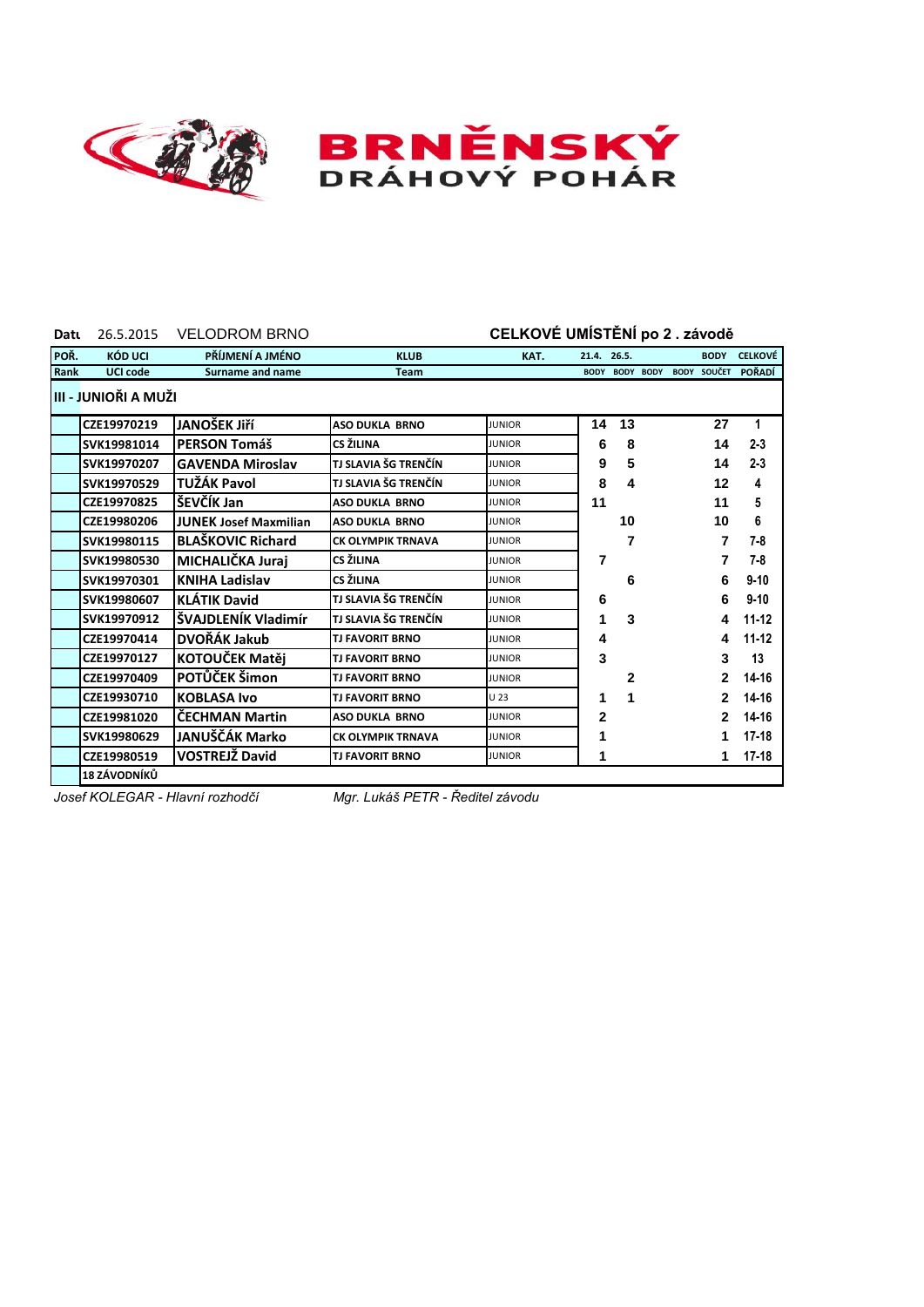# BRNĚNSKÝ DRÁHOVÝ POHÁR

Datu 26.5.2015 VELODROM BRNO **CELKOVÉ UMÍSTĚNÍ po 2 . závodě**

| POŘ. Rank | KÓD UCI UCI code | PŘÍJMENÍ A JMÉNO Surname and name | KLUB Team | KAT. | 21.4. BODY | 26.5. BODY | BODY | BODY | BODY SOUČET | CELKOVÉ POŘADÍ |
|---|---|---|---|---|---|---|---|---|---|---|
| **III - JUNIOŘI A MUŽI** | | | | | | | | | | |
| | CZE19970219 | **JANOŠEK Jiří** | ASO DUKLA BRNO | JUNIOR | 14 | 13 | | | 27 | 1 |
| | SVK19981014 | **PERSON Tomáš** | CS ŽILINA | JUNIOR | 6 | 8 | | | 14 | 2-3 |
| | SVK19970207 | **GAVENDA Miroslav** | TJ SLAVIA ŠG TRENČÍN | JUNIOR | 9 | 5 | | | 14 | 2-3 |
| | SVK19970529 | **TUŽÁK Pavol** | TJ SLAVIA ŠG TRENČÍN | JUNIOR | 8 | 4 | | | 12 | 4 |
| | CZE19970825 | **ŠEVČÍK Jan** | ASO DUKLA BRNO | JUNIOR | 11 | | | | 11 | 5 |
| | CZE19980206 | **JUNEK Josef Maxmilian** | ASO DUKLA BRNO | JUNIOR | | 10 | | | 10 | 6 |
| | SVK19980115 | **BLAŠKOVIC Richard** | CK OLYMPIK TRNAVA | JUNIOR | | 7 | | | 7 | 7-8 |
| | SVK19980530 | **MICHALIČKA Juraj** | CS ŽILINA | JUNIOR | 7 | | | | 7 | 7-8 |
| | SVK19970301 | **KNIHA Ladislav** | CS ŽILINA | JUNIOR | | 6 | | | 6 | 9-10 |
| | SVK19980607 | **KLÁTIK David** | TJ SLAVIA ŠG TRENČÍN | JUNIOR | 6 | | | | 6 | 9-10 |
| | SVK19970912 | **ŠVAJDLENÍK Vladimír** | TJ SLAVIA ŠG TRENČÍN | JUNIOR | 1 | 3 | | | 4 | 11-12 |
| | CZE19970414 | **DVOŘÁK Jakub** | TJ FAVORIT BRNO | JUNIOR | 4 | | | | 4 | 11-12 |
| | CZE19970127 | **KOTOUČEK Matěj** | TJ FAVORIT BRNO | JUNIOR | 3 | | | | 3 | 13 |
| | CZE19970409 | **POTŮČEK Šimon** | TJ FAVORIT BRNO | JUNIOR | | 2 | | | 2 | 14-16 |
| | CZE19930710 | **KOBLASA Ivo** | TJ FAVORIT BRNO | U 23 | 1 | 1 | | | 2 | 14-16 |
| | CZE19981020 | **ČECHMAN Martin** | ASO DUKLA BRNO | JUNIOR | 2 | | | | 2 | 14-16 |
| | SVK19980629 | **JANUŠČÁK Marko** | CK OLYMPIK TRNAVA | JUNIOR | 1 | | | | 1 | 17-18 |
| | CZE19980519 | **VOSTREJŽ David** | TJ FAVORIT BRNO | JUNIOR | 1 | | | | 1 | 17-18 |
| | 18 ZÁVODNÍKŮ | | | | | | | | | |

*Josef KOLEGAR - Hlavní rozhodčí* *Mgr. Lukáš PETR - Ředitel závodu*